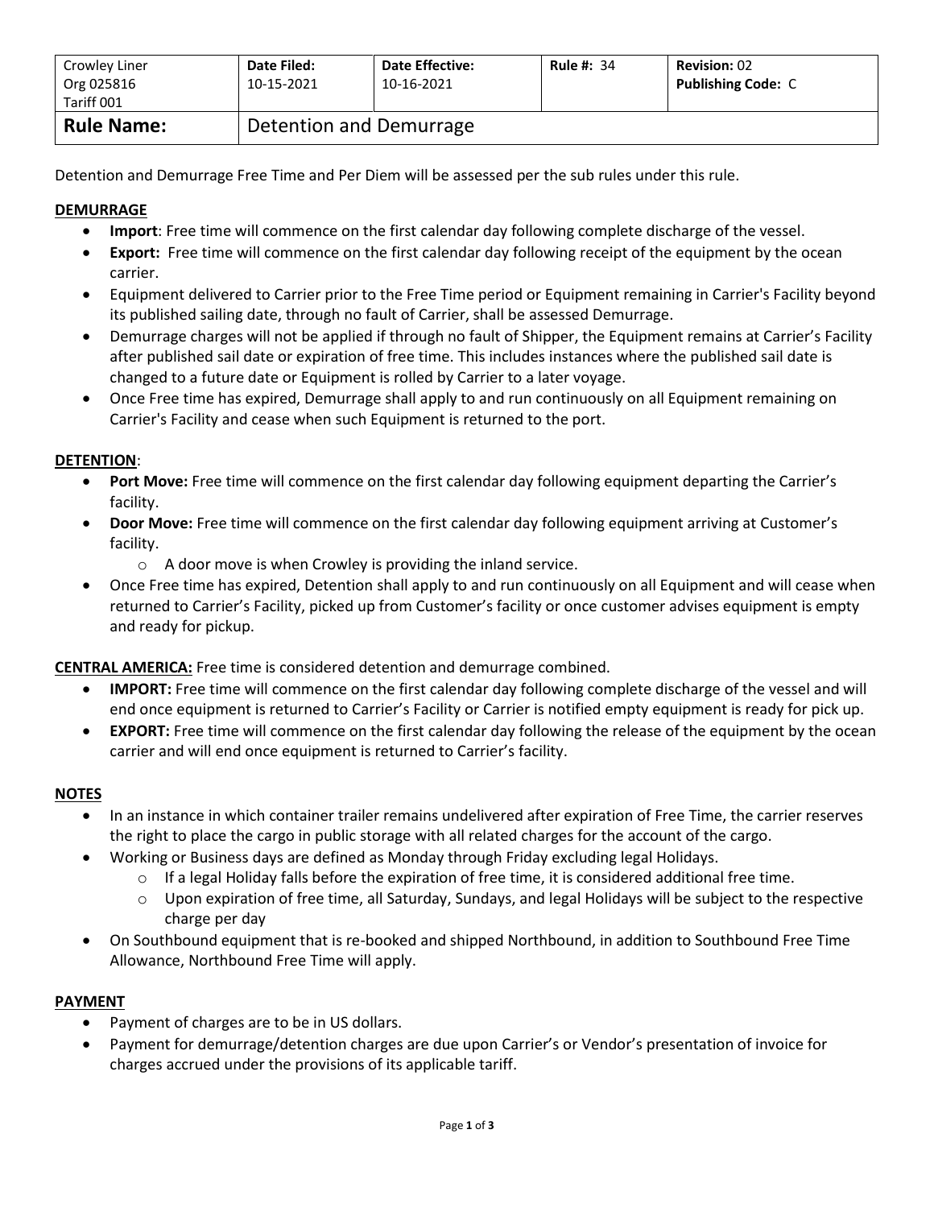| Crowley Liner<br>Org 025816<br>Tariff 001 | **Date Filed:**<br>10-15-2021 | **Date Effective:**<br>10-16-2021 | **Rule #:** 34 | **Revision:** 02<br>**Publishing Code:** C |
|---|---|---|---|---|
| **Rule Name:** | Detention and Demurrage | | | |

Detention and Demurrage Free Time and Per Diem will be assessed per the sub rules under this rule.

## DEMURRAGE

- **Import**: Free time will commence on the first calendar day following complete discharge of the vessel.
- **Export:** Free time will commence on the first calendar day following receipt of the equipment by the ocean carrier.
- Equipment delivered to Carrier prior to the Free Time period or Equipment remaining in Carrier's Facility beyond its published sailing date, through no fault of Carrier, shall be assessed Demurrage.
- Demurrage charges will not be applied if through no fault of Shipper, the Equipment remains at Carrier's Facility after published sail date or expiration of free time. This includes instances where the published sail date is changed to a future date or Equipment is rolled by Carrier to a later voyage.
- Once Free time has expired, Demurrage shall apply to and run continuously on all Equipment remaining on Carrier's Facility and cease when such Equipment is returned to the port.

## DETENTION:

- **Port Move:** Free time will commence on the first calendar day following equipment departing the Carrier's facility.
- **Door Move:** Free time will commence on the first calendar day following equipment arriving at Customer's facility.
  - A door move is when Crowley is providing the inland service.
- Once Free time has expired, Detention shall apply to and run continuously on all Equipment and will cease when returned to Carrier's Facility, picked up from Customer's facility or once customer advises equipment is empty and ready for pickup.

**CENTRAL AMERICA:** Free time is considered detention and demurrage combined.

- **IMPORT:** Free time will commence on the first calendar day following complete discharge of the vessel and will end once equipment is returned to Carrier's Facility or Carrier is notified empty equipment is ready for pick up.
- **EXPORT:** Free time will commence on the first calendar day following the release of the equipment by the ocean carrier and will end once equipment is returned to Carrier's facility.

## NOTES

- In an instance in which container trailer remains undelivered after expiration of Free Time, the carrier reserves the right to place the cargo in public storage with all related charges for the account of the cargo.
- Working or Business days are defined as Monday through Friday excluding legal Holidays.
  - If a legal Holiday falls before the expiration of free time, it is considered additional free time.
  - Upon expiration of free time, all Saturday, Sundays, and legal Holidays will be subject to the respective charge per day
- On Southbound equipment that is re-booked and shipped Northbound, in addition to Southbound Free Time Allowance, Northbound Free Time will apply.

## PAYMENT

- Payment of charges are to be in US dollars.
- Payment for demurrage/detention charges are due upon Carrier's or Vendor's presentation of invoice for charges accrued under the provisions of its applicable tariff.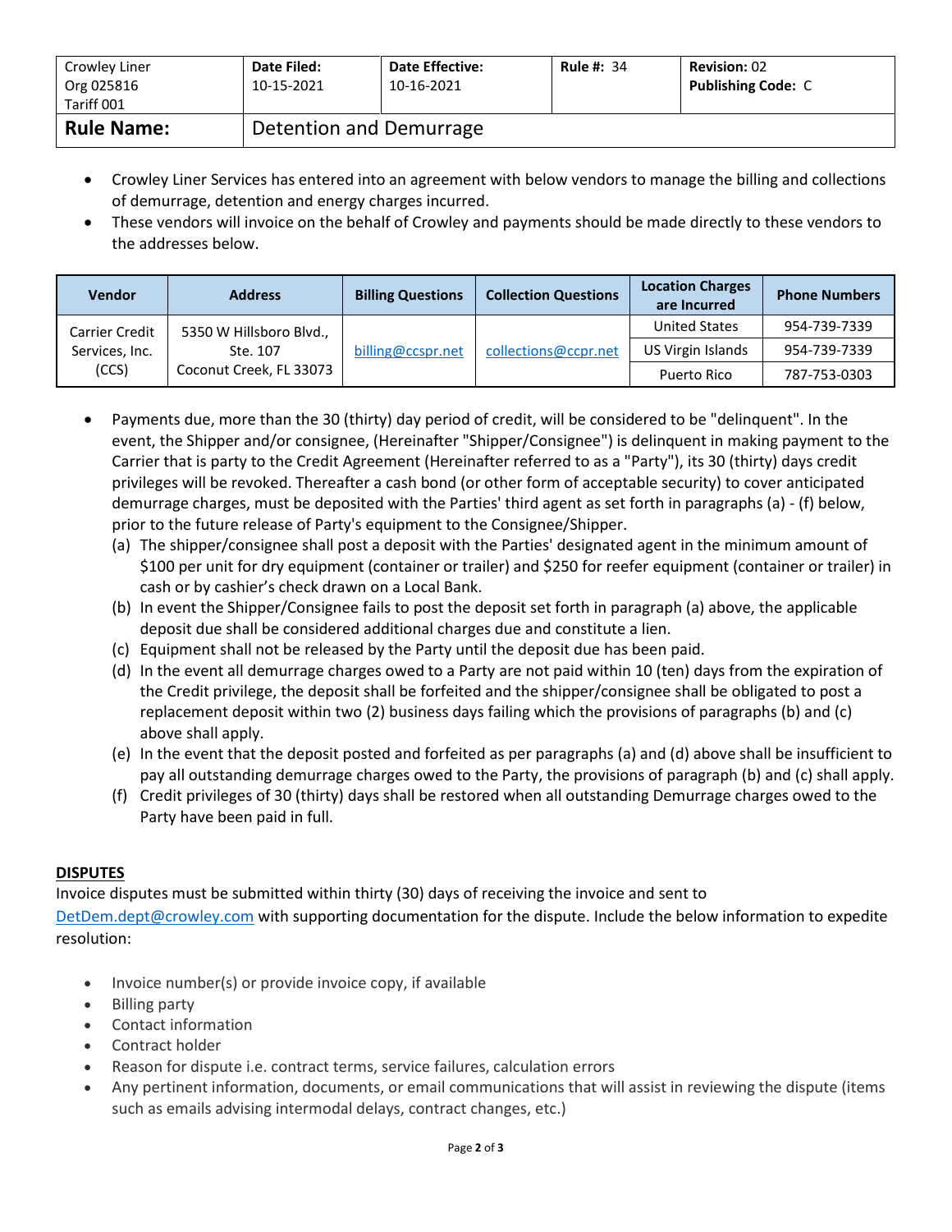| Crowley Liner<br>Org 025816<br>Tariff 001 | **Date Filed:**<br>10-15-2021 | **Date Effective:**<br>10-16-2021 | **Rule #:** 34 | **Revision:** 02<br>**Publishing Code:** C |
|---|---|---|---|---|
| **Rule Name:** | Detention and Demurrage | | | |

- Crowley Liner Services has entered into an agreement with below vendors to manage the billing and collections of demurrage, detention and energy charges incurred.
- These vendors will invoice on the behalf of Crowley and payments should be made directly to these vendors to the addresses below.

| Vendor | Address | Billing Questions | Collection Questions | Location Charges are Incurred | Phone Numbers |
|---|---|---|---|---|---|
| Carrier Credit Services, Inc. (CCS) | 5350 W Hillsboro Blvd., Ste. 107 Coconut Creek, FL 33073 | billing@ccspr.net | collections@ccpr.net | United States | 954-739-7339 |
| | | | | US Virgin Islands | 954-739-7339 |
| | | | | Puerto Rico | 787-753-0303 |

- Payments due, more than the 30 (thirty) day period of credit, will be considered to be "delinquent". In the event, the Shipper and/or consignee, (Hereinafter "Shipper/Consignee") is delinquent in making payment to the Carrier that is party to the Credit Agreement (Hereinafter referred to as a "Party"), its 30 (thirty) days credit privileges will be revoked. Thereafter a cash bond (or other form of acceptable security) to cover anticipated demurrage charges, must be deposited with the Parties' third agent as set forth in paragraphs (a) - (f) below, prior to the future release of Party's equipment to the Consignee/Shipper.
  - (a) The shipper/consignee shall post a deposit with the Parties' designated agent in the minimum amount of $100 per unit for dry equipment (container or trailer) and $250 for reefer equipment (container or trailer) in cash or by cashier's check drawn on a Local Bank.
  - (b) In event the Shipper/Consignee fails to post the deposit set forth in paragraph (a) above, the applicable deposit due shall be considered additional charges due and constitute a lien.
  - (c) Equipment shall not be released by the Party until the deposit due has been paid.
  - (d) In the event all demurrage charges owed to a Party are not paid within 10 (ten) days from the expiration of the Credit privilege, the deposit shall be forfeited and the shipper/consignee shall be obligated to post a replacement deposit within two (2) business days failing which the provisions of paragraphs (b) and (c) above shall apply.
  - (e) In the event that the deposit posted and forfeited as per paragraphs (a) and (d) above shall be insufficient to pay all outstanding demurrage charges owed to the Party, the provisions of paragraph (b) and (c) shall apply.
  - (f) Credit privileges of 30 (thirty) days shall be restored when all outstanding Demurrage charges owed to the Party have been paid in full.

**DISPUTES**

Invoice disputes must be submitted within thirty (30) days of receiving the invoice and sent to DetDem.dept@crowley.com with supporting documentation for the dispute. Include the below information to expedite resolution:

- Invoice number(s) or provide invoice copy, if available
- Billing party
- Contact information
- Contract holder
- Reason for dispute i.e. contract terms, service failures, calculation errors
- Any pertinent information, documents, or email communications that will assist in reviewing the dispute (items such as emails advising intermodal delays, contract changes, etc.)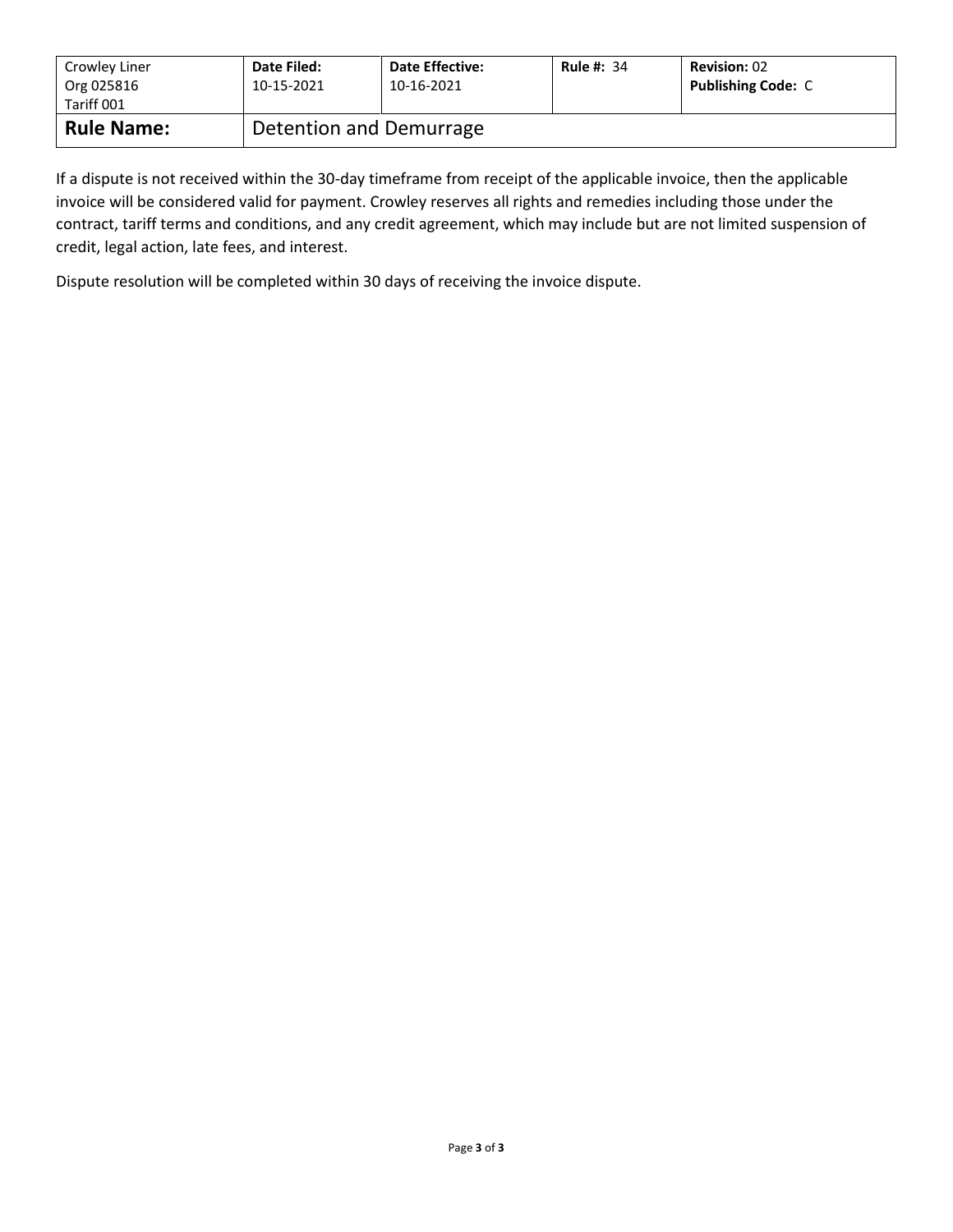If a dispute is not received within the 30-day timeframe from receipt of the applicable invoice, then the applicable invoice will be considered valid for payment. Crowley reserves all rights and remedies including those under the contract, tariff terms and conditions, and any credit agreement, which may include but are not limited suspension of credit, legal action, late fees, and interest.

Dispute resolution will be completed within 30 days of receiving the invoice dispute.